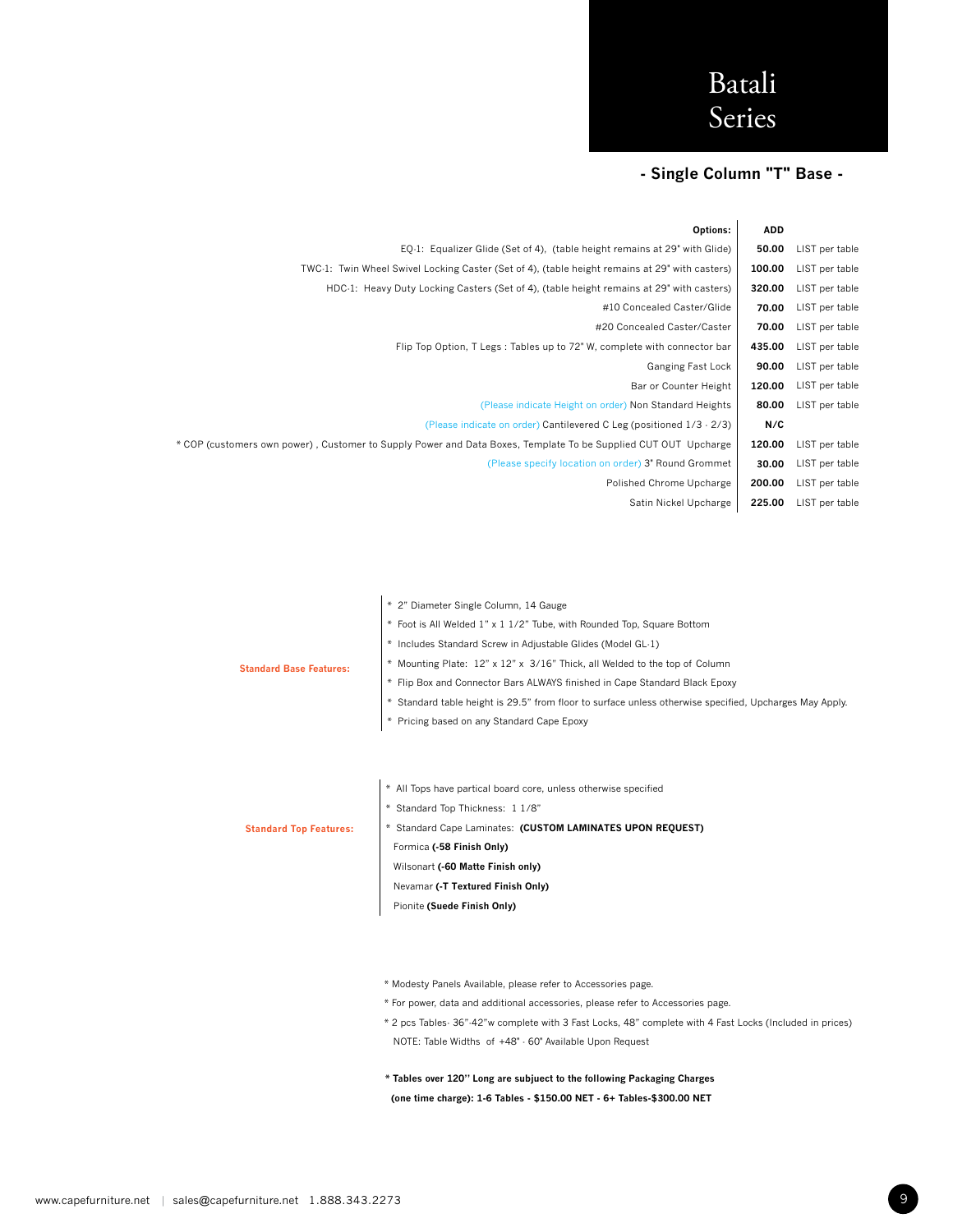# Batali Series

## - Single Column "T" Base -

| Options: | ADD | |
|---|---|---|
| EQ-1: Equalizer Glide (Set of 4), (table height remains at 29" with Glide) | 50.00 | LIST per table |
| TWC-1: Twin Wheel Swivel Locking Caster (Set of 4), (table height remains at 29" with casters) | 100.00 | LIST per table |
| HDC-1: Heavy Duty Locking Casters (Set of 4), (table height remains at 29" with casters) | 320.00 | LIST per table |
| #10 Concealed Caster/Glide | 70.00 | LIST per table |
| #20 Concealed Caster/Caster | 70.00 | LIST per table |
| Flip Top Option, T Legs : Tables up to 72" W, complete with connector bar | 435.00 | LIST per table |
| Ganging Fast Lock | 90.00 | LIST per table |
| Bar or Counter Height | 120.00 | LIST per table |
| (Please indicate Height on order) Non Standard Heights | 80.00 | LIST per table |
| (Please indicate on order) Cantilevered C Leg (positioned 1/3 - 2/3) | N/C | |
| * COP (customers own power) , Customer to Supply Power and Data Boxes, Template To be Supplied CUT OUT Upcharge | 120.00 | LIST per table |
| (Please specify location on order) 3" Round Grommet | 30.00 | LIST per table |
| Polished Chrome Upcharge | 200.00 | LIST per table |
| Satin Nickel Upcharge | 225.00 | LIST per table |

**Standard Base Features:**

* 2" Diameter Single Column, 14 Gauge
* Foot is All Welded 1" x 1 1/2" Tube, with Rounded Top, Square Bottom
* Includes Standard Screw in Adjustable Glides (Model GL-1)
* Mounting Plate: 12" x 12" x 3/16" Thick, all Welded to the top of Column
* Flip Box and Connector Bars ALWAYS finished in Cape Standard Black Epoxy
* Standard table height is 29.5" from floor to surface unless otherwise specified, Upcharges May Apply.
* Pricing based on any Standard Cape Epoxy

**Standard Top Features:**

* All Tops have partical board core, unless otherwise specified
* Standard Top Thickness: 1 1/8"
* Standard Cape Laminates: **(CUSTOM LAMINATES UPON REQUEST)**

  Formica **(-58 Finish Only)**

  Wilsonart **(-60 Matte Finish only)**

  Nevamar **(-T Textured Finish Only)**

  Pionite **(Suede Finish Only)**

* Modesty Panels Available, please refer to Accessories page.
* For power, data and additional accessories, please refer to Accessories page.
* 2 pcs Tables- 36"-42"w complete with 3 Fast Locks, 48" complete with 4 Fast Locks (Included in prices)

  NOTE: Table Widths of +48" - 60" Available Upon Request

**\* Tables over 120" Long are subjuect to the following Packaging Charges (one time charge): 1-6 Tables - $150.00 NET - 6+ Tables-$300.00 NET**

www.capefurniture.net | sales@capefurniture.net 1.888.343.2273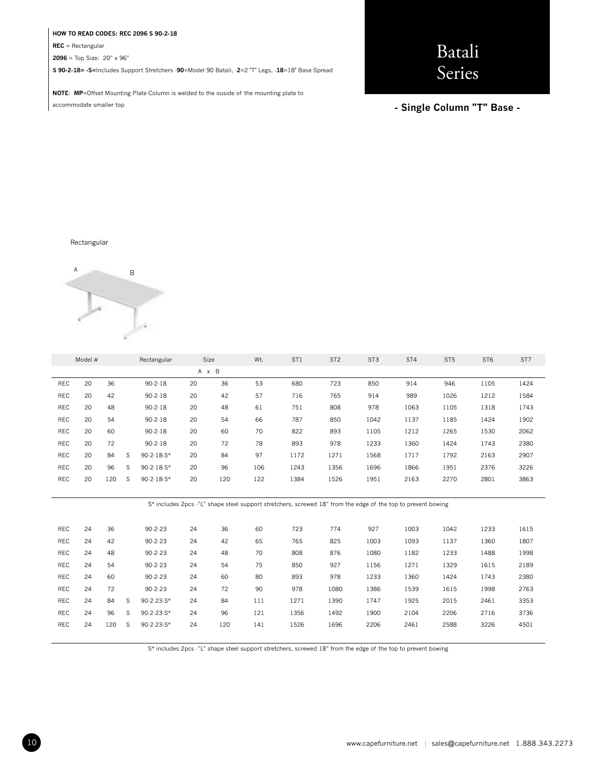**HOW TO READ CODES: REC 2096 S 90-2-18**

**REC** = Rectangular

**2096** = Top Size: 20" x 96"

**S 90-2-18= -S=**Includes Support Stretchers -**90**=Model 90 Batali, -**2**=2 "T" Legs, -**18**=18" Base Spread

**NOTE**: **MP**=Offset Mounting Plate-Column is welded to the ouside of the mounting plate to accommodate smaller top

# Batali Series

## - Single Column "T" Base -

Rectangular

| Model # | | | | Rectangular | Size A | x B | Wt. | ST1 | ST2 | ST3 | ST4 | ST5 | ST6 | ST7 |
|---|---|---|---|---|---|---|---|---|---|---|---|---|---|---|
| REC | 20 | 36 | | 90-2-18 | 20 | 36 | 53 | 680 | 723 | 850 | 914 | 946 | 1105 | 1424 |
| REC | 20 | 42 | | 90-2-18 | 20 | 42 | 57 | 716 | 765 | 914 | 989 | 1026 | 1212 | 1584 |
| REC | 20 | 48 | | 90-2-18 | 20 | 48 | 61 | 751 | 808 | 978 | 1063 | 1105 | 1318 | 1743 |
| REC | 20 | 54 | | 90-2-18 | 20 | 54 | 66 | 787 | 850 | 1042 | 1137 | 1185 | 1424 | 1902 |
| REC | 20 | 60 | | 90-2-18 | 20 | 60 | 70 | 822 | 893 | 1105 | 1212 | 1265 | 1530 | 2062 |
| REC | 20 | 72 | | 90-2-18 | 20 | 72 | 78 | 893 | 978 | 1233 | 1360 | 1424 | 1743 | 2380 |
| REC | 20 | 84 | S | 90-2-18-S* | 20 | 84 | 97 | 1172 | 1271 | 1568 | 1717 | 1792 | 2163 | 2907 |
| REC | 20 | 96 | S | 90-2-18-S* | 20 | 96 | 106 | 1243 | 1356 | 1696 | 1866 | 1951 | 2376 | 3226 |
| REC | 20 | 120 | S | 90-2-18-S* | 20 | 120 | 122 | 1384 | 1526 | 1951 | 2163 | 2270 | 2801 | 3863 |

S* includes 2pcs -"L" shape steel support stretchers, screwed 18" from the edge of the top to prevent bowing

| Model # | | | | Rectangular | Size A | x B | Wt. | ST1 | ST2 | ST3 | ST4 | ST5 | ST6 | ST7 |
|---|---|---|---|---|---|---|---|---|---|---|---|---|---|---|
| REC | 24 | 36 | | 90-2-23 | 24 | 36 | 60 | 723 | 774 | 927 | 1003 | 1042 | 1233 | 1615 |
| REC | 24 | 42 | | 90-2-23 | 24 | 42 | 65 | 765 | 825 | 1003 | 1093 | 1137 | 1360 | 1807 |
| REC | 24 | 48 | | 90-2-23 | 24 | 48 | 70 | 808 | 876 | 1080 | 1182 | 1233 | 1488 | 1998 |
| REC | 24 | 54 | | 90-2-23 | 24 | 54 | 75 | 850 | 927 | 1156 | 1271 | 1329 | 1615 | 2189 |
| REC | 24 | 60 | | 90-2-23 | 24 | 60 | 80 | 893 | 978 | 1233 | 1360 | 1424 | 1743 | 2380 |
| REC | 24 | 72 | | 90-2-23 | 24 | 72 | 90 | 978 | 1080 | 1386 | 1539 | 1615 | 1998 | 2763 |
| REC | 24 | 84 | S | 90-2-23-S* | 24 | 84 | 111 | 1271 | 1390 | 1747 | 1925 | 2015 | 2461 | 3353 |
| REC | 24 | 96 | S | 90-2-23-S* | 24 | 96 | 121 | 1356 | 1492 | 1900 | 2104 | 2206 | 2716 | 3736 |
| REC | 24 | 120 | S | 90-2-23-S* | 24 | 120 | 141 | 1526 | 1696 | 2206 | 2461 | 2588 | 3226 | 4501 |

S* includes 2pcs -"L" shape steel support stretchers, screwed 18" from the edge of the top to prevent bowing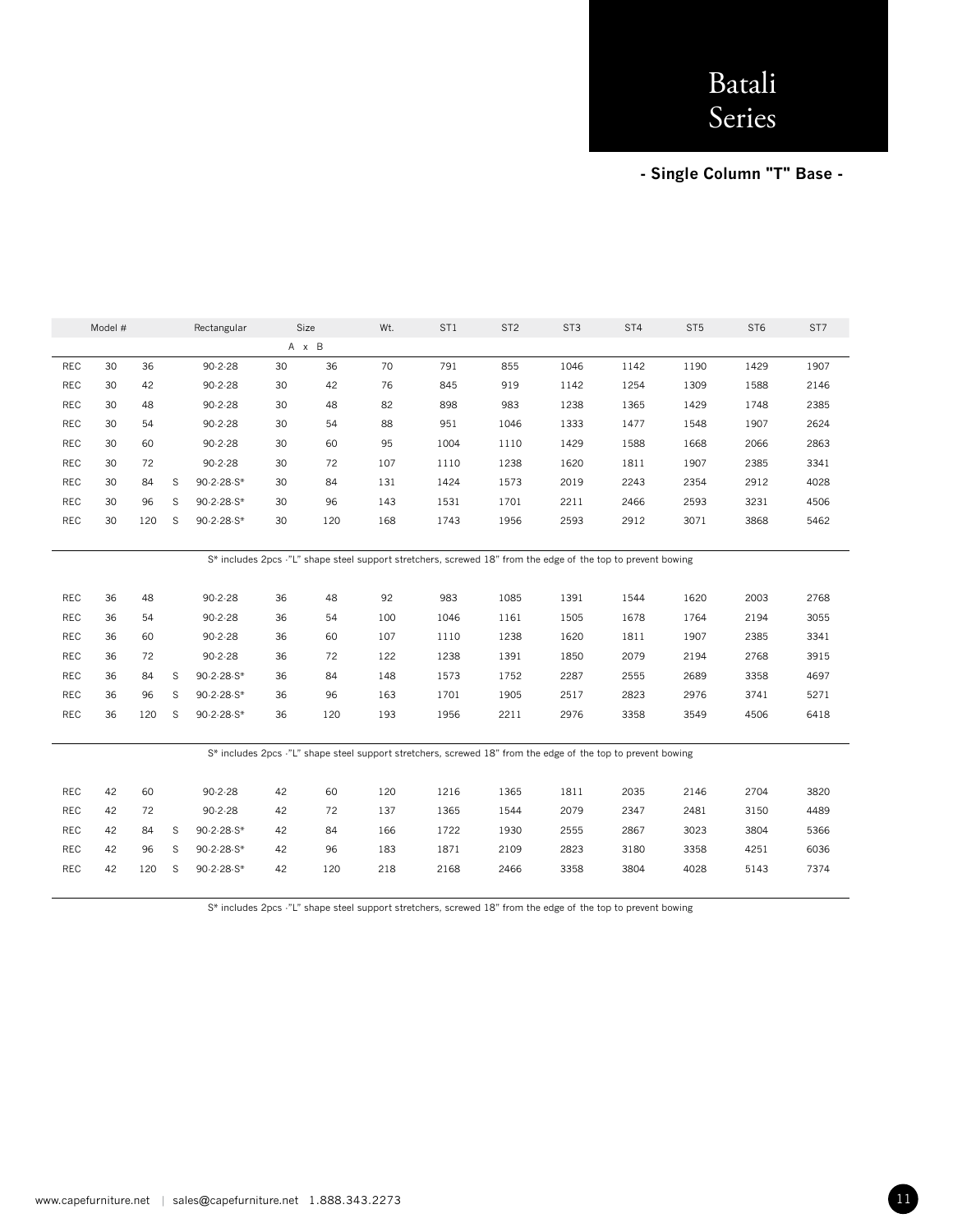# Batali Series

**- Single Column "T" Base -**

| Model # | | | | Rectangular | Size | | Wt. | ST1 | ST2 | ST3 | ST4 | ST5 | ST6 | ST7 |
|---|---|---|---|---|---|---|---|---|---|---|---|---|---|---|
| | | | | | A x B | | | | | | | | | |
| REC | 30 | 36 | | 90-2-28 | 30 | 36 | 70 | 791 | 855 | 1046 | 1142 | 1190 | 1429 | 1907 |
| REC | 30 | 42 | | 90-2-28 | 30 | 42 | 76 | 845 | 919 | 1142 | 1254 | 1309 | 1588 | 2146 |
| REC | 30 | 48 | | 90-2-28 | 30 | 48 | 82 | 898 | 983 | 1238 | 1365 | 1429 | 1748 | 2385 |
| REC | 30 | 54 | | 90-2-28 | 30 | 54 | 88 | 951 | 1046 | 1333 | 1477 | 1548 | 1907 | 2624 |
| REC | 30 | 60 | | 90-2-28 | 30 | 60 | 95 | 1004 | 1110 | 1429 | 1588 | 1668 | 2066 | 2863 |
| REC | 30 | 72 | | 90-2-28 | 30 | 72 | 107 | 1110 | 1238 | 1620 | 1811 | 1907 | 2385 | 3341 |
| REC | 30 | 84 | S | 90-2-28-S* | 30 | 84 | 131 | 1424 | 1573 | 2019 | 2243 | 2354 | 2912 | 4028 |
| REC | 30 | 96 | S | 90-2-28-S* | 30 | 96 | 143 | 1531 | 1701 | 2211 | 2466 | 2593 | 3231 | 4506 |
| REC | 30 | 120 | S | 90-2-28-S* | 30 | 120 | 168 | 1743 | 1956 | 2593 | 2912 | 3071 | 3868 | 5462 |

S* includes 2pcs -"L" shape steel support stretchers, screwed 18" from the edge of the top to prevent bowing

| Model # | | | | Rectangular | Size | | Wt. | ST1 | ST2 | ST3 | ST4 | ST5 | ST6 | ST7 |
|---|---|---|---|---|---|---|---|---|---|---|---|---|---|---|
| REC | 36 | 48 | | 90-2-28 | 36 | 48 | 92 | 983 | 1085 | 1391 | 1544 | 1620 | 2003 | 2768 |
| REC | 36 | 54 | | 90-2-28 | 36 | 54 | 100 | 1046 | 1161 | 1505 | 1678 | 1764 | 2194 | 3055 |
| REC | 36 | 60 | | 90-2-28 | 36 | 60 | 107 | 1110 | 1238 | 1620 | 1811 | 1907 | 2385 | 3341 |
| REC | 36 | 72 | | 90-2-28 | 36 | 72 | 122 | 1238 | 1391 | 1850 | 2079 | 2194 | 2768 | 3915 |
| REC | 36 | 84 | S | 90-2-28-S* | 36 | 84 | 148 | 1573 | 1752 | 2287 | 2555 | 2689 | 3358 | 4697 |
| REC | 36 | 96 | S | 90-2-28-S* | 36 | 96 | 163 | 1701 | 1905 | 2517 | 2823 | 2976 | 3741 | 5271 |
| REC | 36 | 120 | S | 90-2-28-S* | 36 | 120 | 193 | 1956 | 2211 | 2976 | 3358 | 3549 | 4506 | 6418 |

S* includes 2pcs -"L" shape steel support stretchers, screwed 18" from the edge of the top to prevent bowing

| Model # | | | | Rectangular | Size | | Wt. | ST1 | ST2 | ST3 | ST4 | ST5 | ST6 | ST7 |
|---|---|---|---|---|---|---|---|---|---|---|---|---|---|---|
| REC | 42 | 60 | | 90-2-28 | 42 | 60 | 120 | 1216 | 1365 | 1811 | 2035 | 2146 | 2704 | 3820 |
| REC | 42 | 72 | | 90-2-28 | 42 | 72 | 137 | 1365 | 1544 | 2079 | 2347 | 2481 | 3150 | 4489 |
| REC | 42 | 84 | S | 90-2-28-S* | 42 | 84 | 166 | 1722 | 1930 | 2555 | 2867 | 3023 | 3804 | 5366 |
| REC | 42 | 96 | S | 90-2-28-S* | 42 | 96 | 183 | 1871 | 2109 | 2823 | 3180 | 3358 | 4251 | 6036 |
| REC | 42 | 120 | S | 90-2-28-S* | 42 | 120 | 218 | 2168 | 2466 | 3358 | 3804 | 4028 | 5143 | 7374 |

S* includes 2pcs -"L" shape steel support stretchers, screwed 18" from the edge of the top to prevent bowing

www.capefurniture.net | sales@capefurniture.net 1.888.343.2273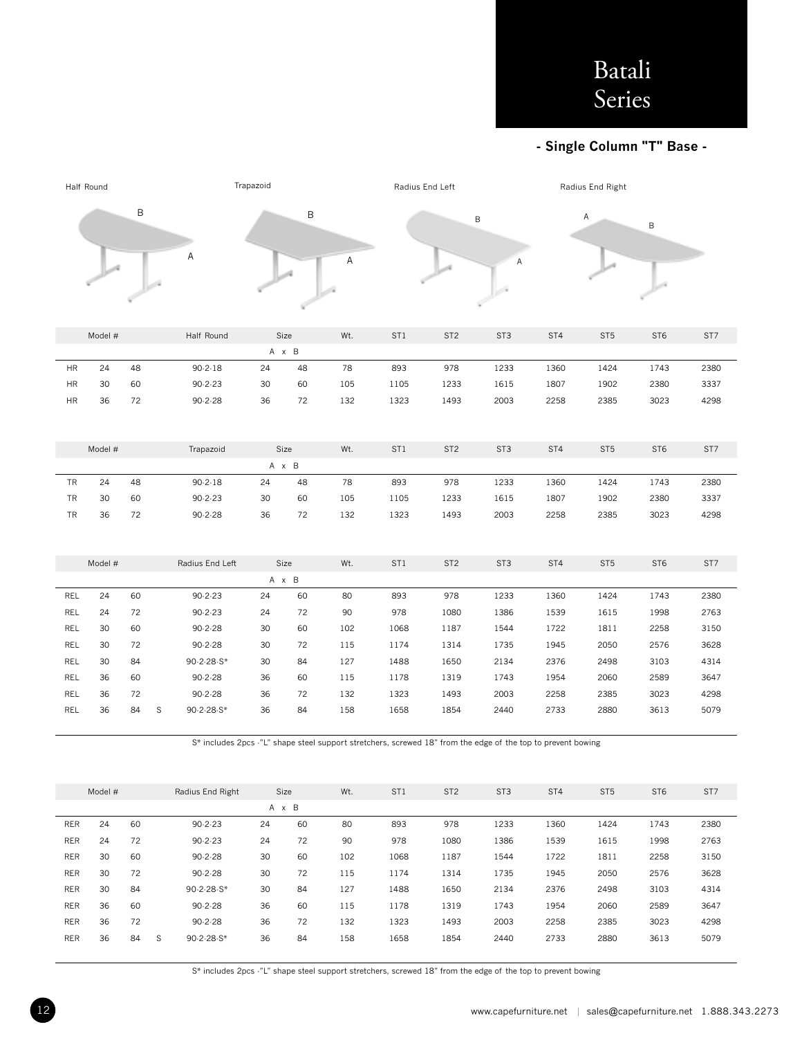# Batali Series

**- Single Column "T" Base -**

Half Round

Trapazoid

Radius End Left

Radius End Right

| Model # | | | | Half Round | Size | | Wt. | ST1 | ST2 | ST3 | ST4 | ST5 | ST6 | ST7 |
|---|---|---|---|---|---|---|---|---|---|---|---|---|---|---|
| | | | | | A | B | | | | | | | | |
| HR | 24 | 48 | | 90-2-18 | 24 | 48 | 78 | 893 | 978 | 1233 | 1360 | 1424 | 1743 | 2380 |
| HR | 30 | 60 | | 90-2-23 | 30 | 60 | 105 | 1105 | 1233 | 1615 | 1807 | 1902 | 2380 | 3337 |
| HR | 36 | 72 | | 90-2-28 | 36 | 72 | 132 | 1323 | 1493 | 2003 | 2258 | 2385 | 3023 | 4298 |

| Model # | | | | Trapazoid | Size | | Wt. | ST1 | ST2 | ST3 | ST4 | ST5 | ST6 | ST7 |
|---|---|---|---|---|---|---|---|---|---|---|---|---|---|---|
| | | | | | A | B | | | | | | | | |
| TR | 24 | 48 | | 90-2-18 | 24 | 48 | 78 | 893 | 978 | 1233 | 1360 | 1424 | 1743 | 2380 |
| TR | 30 | 60 | | 90-2-23 | 30 | 60 | 105 | 1105 | 1233 | 1615 | 1807 | 1902 | 2380 | 3337 |
| TR | 36 | 72 | | 90-2-28 | 36 | 72 | 132 | 1323 | 1493 | 2003 | 2258 | 2385 | 3023 | 4298 |

| Model # | | | | Radius End Left | Size | | Wt. | ST1 | ST2 | ST3 | ST4 | ST5 | ST6 | ST7 |
|---|---|---|---|---|---|---|---|---|---|---|---|---|---|---|
| | | | | | A | B | | | | | | | | |
| REL | 24 | 60 | | 90-2-23 | 24 | 60 | 80 | 893 | 978 | 1233 | 1360 | 1424 | 1743 | 2380 |
| REL | 24 | 72 | | 90-2-23 | 24 | 72 | 90 | 978 | 1080 | 1386 | 1539 | 1615 | 1998 | 2763 |
| REL | 30 | 60 | | 90-2-28 | 30 | 60 | 102 | 1068 | 1187 | 1544 | 1722 | 1811 | 2258 | 3150 |
| REL | 30 | 72 | | 90-2-28 | 30 | 72 | 115 | 1174 | 1314 | 1735 | 1945 | 2050 | 2576 | 3628 |
| REL | 30 | 84 | | 90-2-28-S* | 30 | 84 | 127 | 1488 | 1650 | 2134 | 2376 | 2498 | 3103 | 4314 |
| REL | 36 | 60 | | 90-2-28 | 36 | 60 | 115 | 1178 | 1319 | 1743 | 1954 | 2060 | 2589 | 3647 |
| REL | 36 | 72 | | 90-2-28 | 36 | 72 | 132 | 1323 | 1493 | 2003 | 2258 | 2385 | 3023 | 4298 |
| REL | 36 | 84 | S | 90-2-28-S* | 36 | 84 | 158 | 1658 | 1854 | 2440 | 2733 | 2880 | 3613 | 5079 |

S* includes 2pcs -"L" shape steel support stretchers, screwed 18" from the edge of the top to prevent bowing

| Model # | | | | Radius End Right | Size | | Wt. | ST1 | ST2 | ST3 | ST4 | ST5 | ST6 | ST7 |
|---|---|---|---|---|---|---|---|---|---|---|---|---|---|---|
| | | | | | A | B | | | | | | | | |
| RER | 24 | 60 | | 90-2-23 | 24 | 60 | 80 | 893 | 978 | 1233 | 1360 | 1424 | 1743 | 2380 |
| RER | 24 | 72 | | 90-2-23 | 24 | 72 | 90 | 978 | 1080 | 1386 | 1539 | 1615 | 1998 | 2763 |
| RER | 30 | 60 | | 90-2-28 | 30 | 60 | 102 | 1068 | 1187 | 1544 | 1722 | 1811 | 2258 | 3150 |
| RER | 30 | 72 | | 90-2-28 | 30 | 72 | 115 | 1174 | 1314 | 1735 | 1945 | 2050 | 2576 | 3628 |
| RER | 30 | 84 | | 90-2-28-S* | 30 | 84 | 127 | 1488 | 1650 | 2134 | 2376 | 2498 | 3103 | 4314 |
| RER | 36 | 60 | | 90-2-28 | 36 | 60 | 115 | 1178 | 1319 | 1743 | 1954 | 2060 | 2589 | 3647 |
| RER | 36 | 72 | | 90-2-28 | 36 | 72 | 132 | 1323 | 1493 | 2003 | 2258 | 2385 | 3023 | 4298 |
| RER | 36 | 84 | S | 90-2-28-S* | 36 | 84 | 158 | 1658 | 1854 | 2440 | 2733 | 2880 | 3613 | 5079 |

S* includes 2pcs -"L" shape steel support stretchers, screwed 18" from the edge of the top to prevent bowing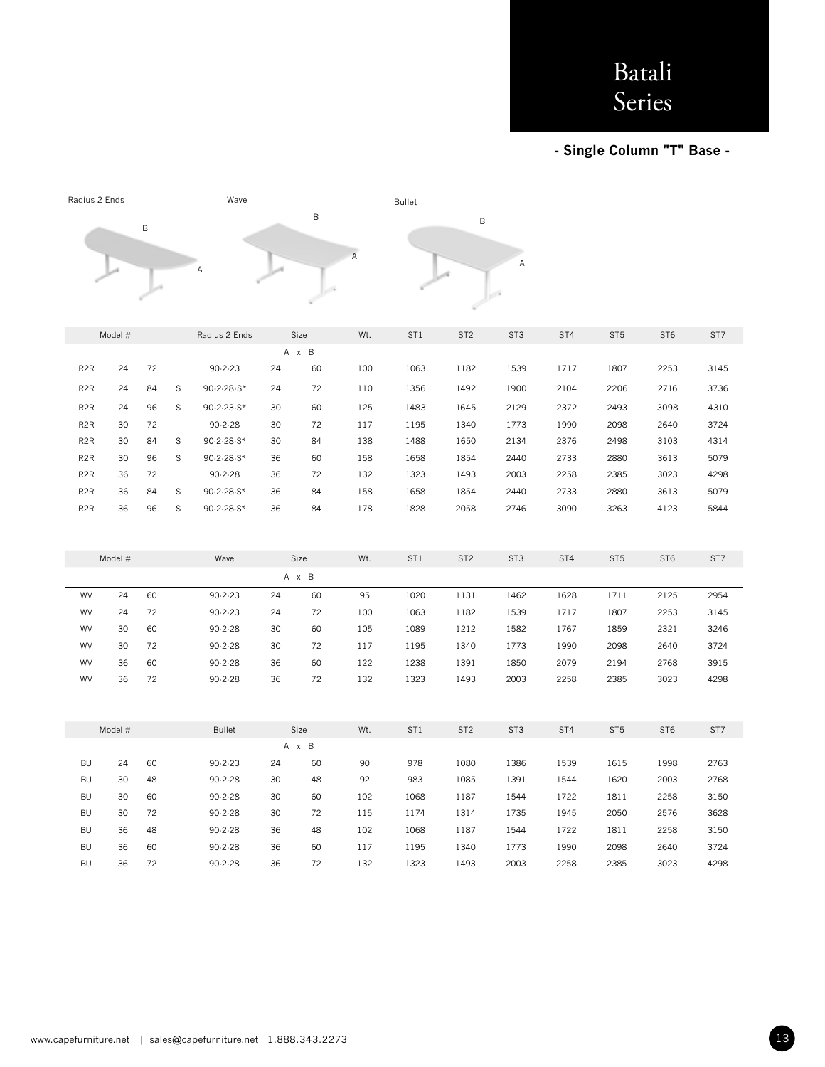# Batali Series

**- Single Column "T" Base -**

Radius 2 Ends

Wave

Bullet

| Model # | | | | Radius 2 Ends | Size A | x B | Wt. | ST1 | ST2 | ST3 | ST4 | ST5 | ST6 | ST7 |
|---|---|---|---|---|---|---|---|---|---|---|---|---|---|---|
| R2R | 24 | 72 | | 90-2-23 | 24 | 60 | 100 | 1063 | 1182 | 1539 | 1717 | 1807 | 2253 | 3145 |
| R2R | 24 | 84 | S | 90-2-28-S* | 24 | 72 | 110 | 1356 | 1492 | 1900 | 2104 | 2206 | 2716 | 3736 |
| R2R | 24 | 96 | S | 90-2-23-S* | 30 | 60 | 125 | 1483 | 1645 | 2129 | 2372 | 2493 | 3098 | 4310 |
| R2R | 30 | 72 | | 90-2-28 | 30 | 72 | 117 | 1195 | 1340 | 1773 | 1990 | 2098 | 2640 | 3724 |
| R2R | 30 | 84 | S | 90-2-28-S* | 30 | 84 | 138 | 1488 | 1650 | 2134 | 2376 | 2498 | 3103 | 4314 |
| R2R | 30 | 96 | S | 90-2-28-S* | 36 | 60 | 158 | 1658 | 1854 | 2440 | 2733 | 2880 | 3613 | 5079 |
| R2R | 36 | 72 | | 90-2-28 | 36 | 72 | 132 | 1323 | 1493 | 2003 | 2258 | 2385 | 3023 | 4298 |
| R2R | 36 | 84 | S | 90-2-28-S* | 36 | 84 | 158 | 1658 | 1854 | 2440 | 2733 | 2880 | 3613 | 5079 |
| R2R | 36 | 96 | S | 90-2-28-S* | 36 | 84 | 178 | 1828 | 2058 | 2746 | 3090 | 3263 | 4123 | 5844 |

| Model # | | | Wave | Size A | x B | Wt. | ST1 | ST2 | ST3 | ST4 | ST5 | ST6 | ST7 |
|---|---|---|---|---|---|---|---|---|---|---|---|---|---|
| WV | 24 | 60 | 90-2-23 | 24 | 60 | 95 | 1020 | 1131 | 1462 | 1628 | 1711 | 2125 | 2954 |
| WV | 24 | 72 | 90-2-23 | 24 | 72 | 100 | 1063 | 1182 | 1539 | 1717 | 1807 | 2253 | 3145 |
| WV | 30 | 60 | 90-2-28 | 30 | 60 | 105 | 1089 | 1212 | 1582 | 1767 | 1859 | 2321 | 3246 |
| WV | 30 | 72 | 90-2-28 | 30 | 72 | 117 | 1195 | 1340 | 1773 | 1990 | 2098 | 2640 | 3724 |
| WV | 36 | 60 | 90-2-28 | 36 | 60 | 122 | 1238 | 1391 | 1850 | 2079 | 2194 | 2768 | 3915 |
| WV | 36 | 72 | 90-2-28 | 36 | 72 | 132 | 1323 | 1493 | 2003 | 2258 | 2385 | 3023 | 4298 |

| Model # | | | Bullet | Size A | x B | Wt. | ST1 | ST2 | ST3 | ST4 | ST5 | ST6 | ST7 |
|---|---|---|---|---|---|---|---|---|---|---|---|---|---|
| BU | 24 | 60 | 90-2-23 | 24 | 60 | 90 | 978 | 1080 | 1386 | 1539 | 1615 | 1998 | 2763 |
| BU | 30 | 48 | 90-2-28 | 30 | 48 | 92 | 983 | 1085 | 1391 | 1544 | 1620 | 2003 | 2768 |
| BU | 30 | 60 | 90-2-28 | 30 | 60 | 102 | 1068 | 1187 | 1544 | 1722 | 1811 | 2258 | 3150 |
| BU | 30 | 72 | 90-2-28 | 30 | 72 | 115 | 1174 | 1314 | 1735 | 1945 | 2050 | 2576 | 3628 |
| BU | 36 | 48 | 90-2-28 | 36 | 48 | 102 | 1068 | 1187 | 1544 | 1722 | 1811 | 2258 | 3150 |
| BU | 36 | 60 | 90-2-28 | 36 | 60 | 117 | 1195 | 1340 | 1773 | 1990 | 2098 | 2640 | 3724 |
| BU | 36 | 72 | 90-2-28 | 36 | 72 | 132 | 1323 | 1493 | 2003 | 2258 | 2385 | 3023 | 4298 |

www.capefurniture.net | sales@capefurniture.net 1.888.343.2273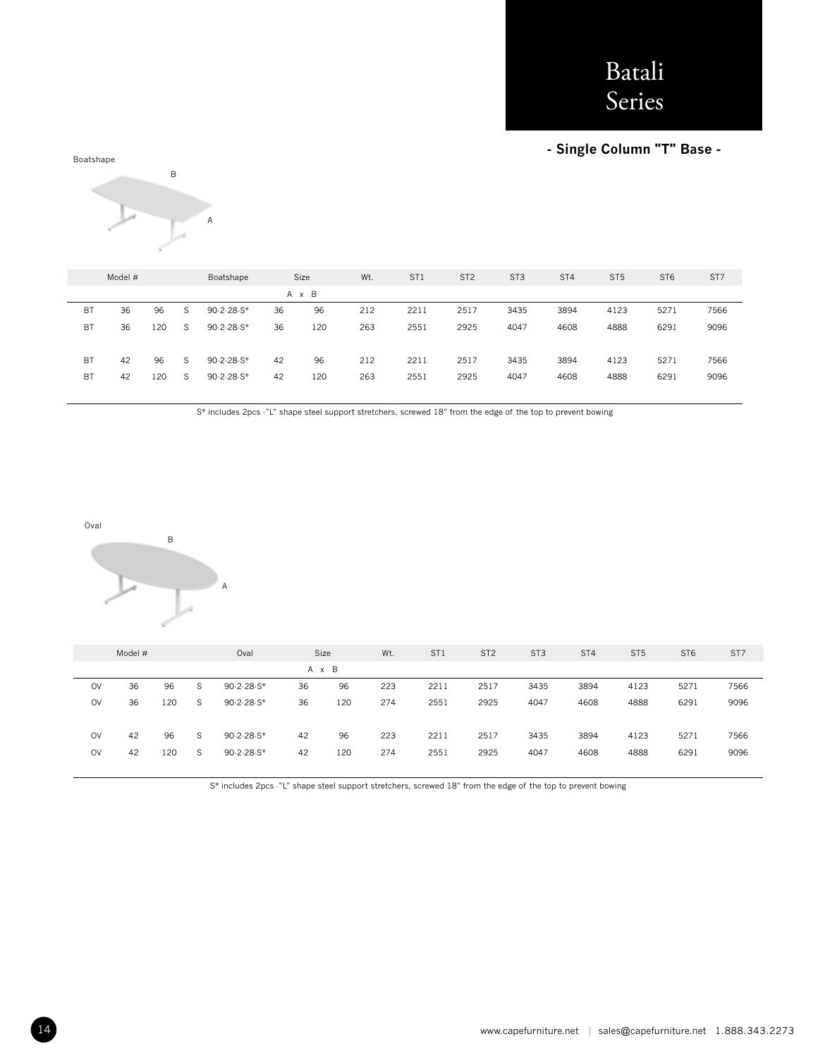# Batali Series

**- Single Column "T" Base -**

Boatshape

B

A

| Model # | | | | Boatshape | Size | | Wt. | ST1 | ST2 | ST3 | ST4 | ST5 | ST6 | ST7 |
|---|---|---|---|---|---|---|---|---|---|---|---|---|---|---|
| | | | | | A x B | | | | | | | | | |
| BT | 36 | 96 | S | 90-2-28-S* | 36 | 96 | 212 | 2211 | 2517 | 3435 | 3894 | 4123 | 5271 | 7566 |
| BT | 36 | 120 | S | 90-2-28-S* | 36 | 120 | 263 | 2551 | 2925 | 4047 | 4608 | 4888 | 6291 | 9096 |
| BT | 42 | 96 | S | 90-2-28-S* | 42 | 96 | 212 | 2211 | 2517 | 3435 | 3894 | 4123 | 5271 | 7566 |
| BT | 42 | 120 | S | 90-2-28-S* | 42 | 120 | 263 | 2551 | 2925 | 4047 | 4608 | 4888 | 6291 | 9096 |

S* includes 2pcs -"L" shape steel support stretchers, screwed 18" from the edge of the top to prevent bowing

Oval

B

A

| Model # | | | | Oval | Size | | Wt. | ST1 | ST2 | ST3 | ST4 | ST5 | ST6 | ST7 |
|---|---|---|---|---|---|---|---|---|---|---|---|---|---|---|
| | | | | | A x B | | | | | | | | | |
| OV | 36 | 96 | S | 90-2-28-S* | 36 | 96 | 223 | 2211 | 2517 | 3435 | 3894 | 4123 | 5271 | 7566 |
| OV | 36 | 120 | S | 90-2-28-S* | 36 | 120 | 274 | 2551 | 2925 | 4047 | 4608 | 4888 | 6291 | 9096 |
| OV | 42 | 96 | S | 90-2-28-S* | 42 | 96 | 223 | 2211 | 2517 | 3435 | 3894 | 4123 | 5271 | 7566 |
| OV | 42 | 120 | S | 90-2-28-S* | 42 | 120 | 274 | 2551 | 2925 | 4047 | 4608 | 4888 | 6291 | 9096 |

S* includes 2pcs -"L" shape steel support stretchers, screwed 18" from the edge of the top to prevent bowing

www.capefurniture.net | sales@capefurniture.net 1.888.343.2273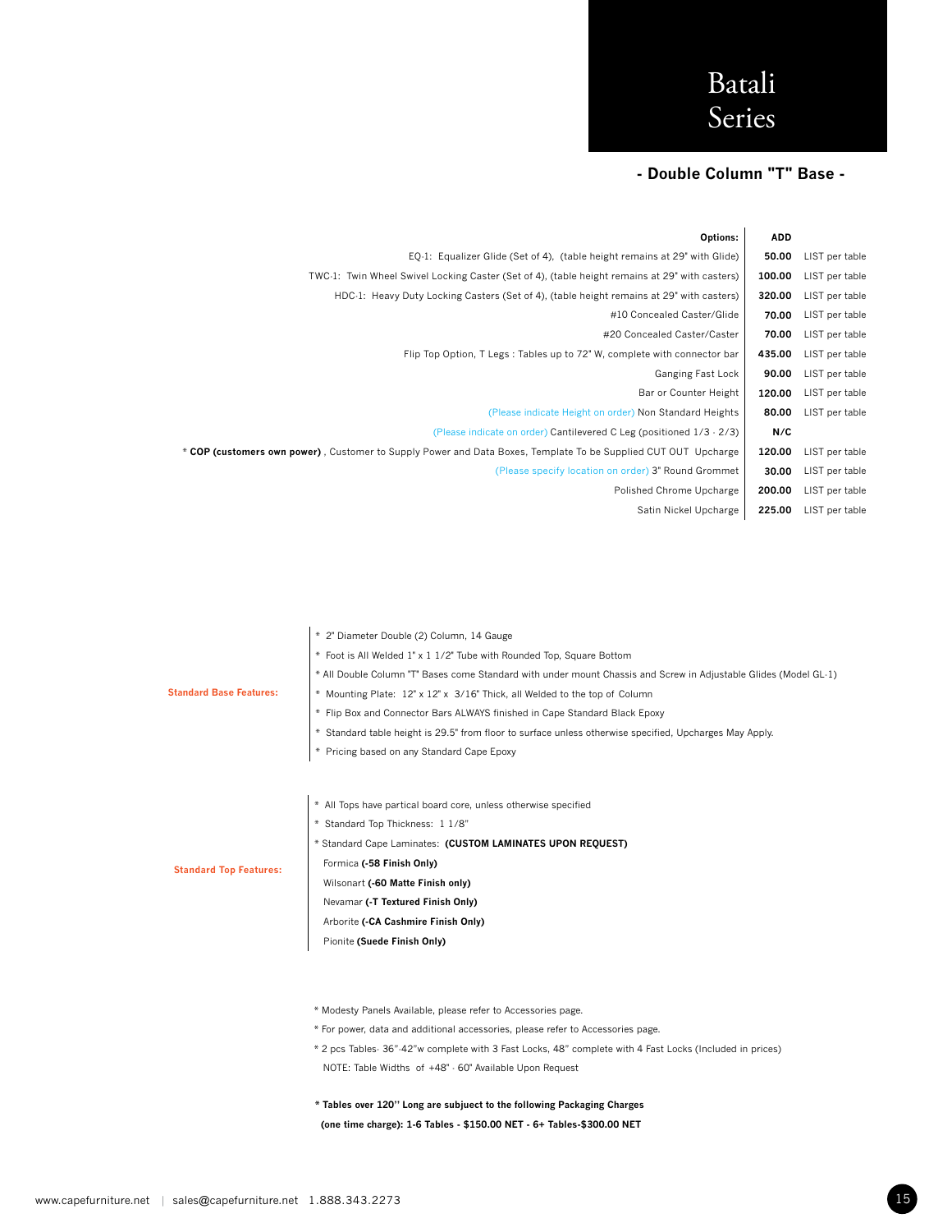# Batali Series

## - Double Column "T" Base -

| Options: | ADD | |
|---|---|---|
| EQ-1: Equalizer Glide (Set of 4), (table height remains at 29" with Glide) | **50.00** | LIST per table |
| TWC-1: Twin Wheel Swivel Locking Caster (Set of 4), (table height remains at 29" with casters) | **100.00** | LIST per table |
| HDC-1: Heavy Duty Locking Casters (Set of 4), (table height remains at 29" with casters) | **320.00** | LIST per table |
| #10 Concealed Caster/Glide | **70.00** | LIST per table |
| #20 Concealed Caster/Caster | **70.00** | LIST per table |
| Flip Top Option, T Legs : Tables up to 72" W, complete with connector bar | **435.00** | LIST per table |
| Ganging Fast Lock | **90.00** | LIST per table |
| Bar or Counter Height | **120.00** | LIST per table |
| (Please indicate Height on order) Non Standard Heights | **80.00** | LIST per table |
| (Please indicate on order) Cantilevered C Leg (positioned 1/3 - 2/3) | **N/C** | |
| * **COP (customers own power)** , Customer to Supply Power and Data Boxes, Template To be Supplied CUT OUT Upcharge | **120.00** | LIST per table |
| (Please specify location on order) 3" Round Grommet | **30.00** | LIST per table |
| Polished Chrome Upcharge | **200.00** | LIST per table |
| Satin Nickel Upcharge | **225.00** | LIST per table |

**Standard Base Features:**

* 2" Diameter Double (2) Column, 14 Gauge
* Foot is All Welded 1" x 1 1/2" Tube with Rounded Top, Square Bottom
* All Double Column "T" Bases come Standard with under mount Chassis and Screw in Adjustable Glides (Model GL-1)
* Mounting Plate: 12" x 12" x 3/16" Thick, all Welded to the top of Column
* Flip Box and Connector Bars ALWAYS finished in Cape Standard Black Epoxy
* Standard table height is 29.5" from floor to surface unless otherwise specified, Upcharges May Apply.
* Pricing based on any Standard Cape Epoxy

**Standard Top Features:**

* All Tops have partical board core, unless otherwise specified
* Standard Top Thickness: 1 1/8"
* Standard Cape Laminates: **(CUSTOM LAMINATES UPON REQUEST)**

  Formica **(-58 Finish Only)**

  Wilsonart **(-60 Matte Finish only)**

  Nevamar **(-T Textured Finish Only)**

  Arborite **(-CA Cashmire Finish Only)**

  Pionite **(Suede Finish Only)**

* Modesty Panels Available, please refer to Accessories page.
* For power, data and additional accessories, please refer to Accessories page.
* 2 pcs Tables- 36"-42"w complete with 3 Fast Locks, 48" complete with 4 Fast Locks (Included in prices)

  NOTE: Table Widths of +48" - 60" Available Upon Request

**\* Tables over 120'' Long are subject to the following Packaging Charges (one time charge): 1-6 Tables - $150.00 NET - 6+ Tables-$300.00 NET**

www.capefurniture.net | sales@capefurniture.net 1.888.343.2273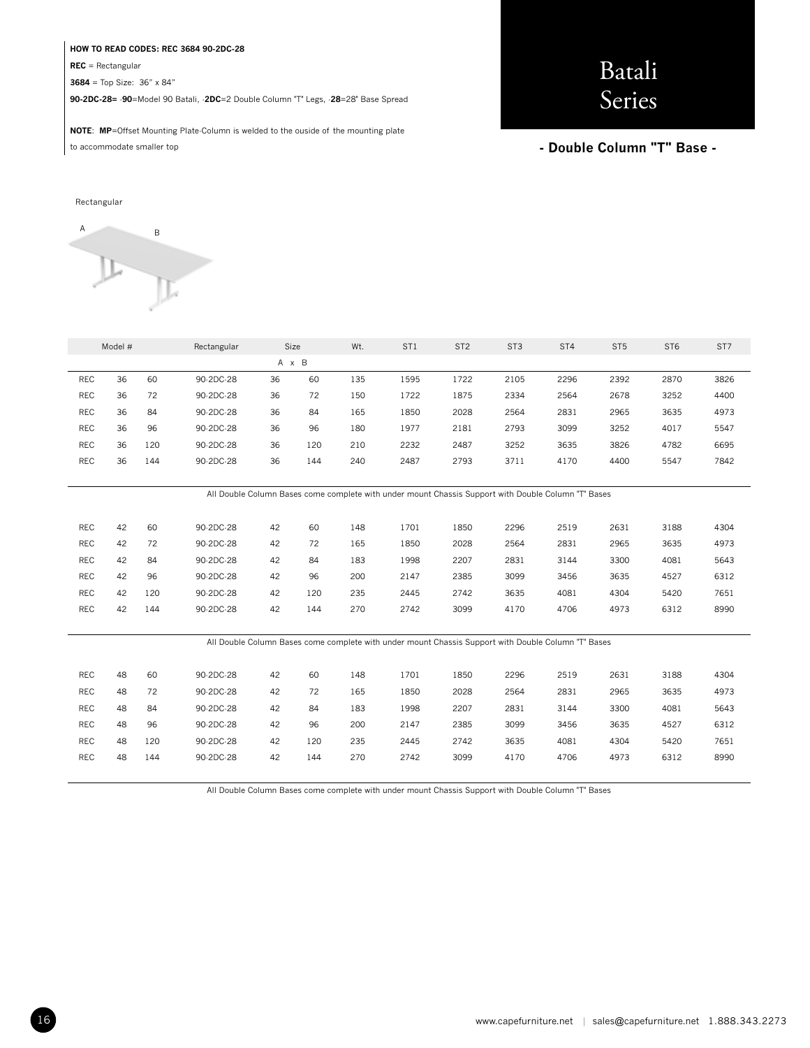**HOW TO READ CODES: REC 3684 90-2DC-28**

**REC** = Rectangular

**3684** = Top Size: 36" x 84"

**90-2DC-28=** -**90**=Model 90 Batali, -**2DC**=2 Double Column "T" Legs, -**28**=28" Base Spread

**NOTE**: **MP**=Offset Mounting Plate-Column is welded to the ouside of the mounting plate to accommodate smaller top

# Batali Series

## - Double Column "T" Base -

Rectangular

A B

| Model # | | | Rectangular | Size | | Wt. | ST1 | ST2 | ST3 | ST4 | ST5 | ST6 | ST7 |
|---|---|---|---|---|---|---|---|---|---|---|---|---|---|
| | | | | A | x B | | | | | | | | |
| REC | 36 | 60 | 90-2DC-28 | 36 | 60 | 135 | 1595 | 1722 | 2105 | 2296 | 2392 | 2870 | 3826 |
| REC | 36 | 72 | 90-2DC-28 | 36 | 72 | 150 | 1722 | 1875 | 2334 | 2564 | 2678 | 3252 | 4400 |
| REC | 36 | 84 | 90-2DC-28 | 36 | 84 | 165 | 1850 | 2028 | 2564 | 2831 | 2965 | 3635 | 4973 |
| REC | 36 | 96 | 90-2DC-28 | 36 | 96 | 180 | 1977 | 2181 | 2793 | 3099 | 3252 | 4017 | 5547 |
| REC | 36 | 120 | 90-2DC-28 | 36 | 120 | 210 | 2232 | 2487 | 3252 | 3635 | 3826 | 4782 | 6695 |
| REC | 36 | 144 | 90-2DC-28 | 36 | 144 | 240 | 2487 | 2793 | 3711 | 4170 | 4400 | 5547 | 7842 |

All Double Column Bases come complete with under mount Chassis Support with Double Column "T" Bases

| Model # | | | Rectangular | Size | | Wt. | ST1 | ST2 | ST3 | ST4 | ST5 | ST6 | ST7 |
|---|---|---|---|---|---|---|---|---|---|---|---|---|---|
| REC | 42 | 60 | 90-2DC-28 | 42 | 60 | 148 | 1701 | 1850 | 2296 | 2519 | 2631 | 3188 | 4304 |
| REC | 42 | 72 | 90-2DC-28 | 42 | 72 | 165 | 1850 | 2028 | 2564 | 2831 | 2965 | 3635 | 4973 |
| REC | 42 | 84 | 90-2DC-28 | 42 | 84 | 183 | 1998 | 2207 | 2831 | 3144 | 3300 | 4081 | 5643 |
| REC | 42 | 96 | 90-2DC-28 | 42 | 96 | 200 | 2147 | 2385 | 3099 | 3456 | 3635 | 4527 | 6312 |
| REC | 42 | 120 | 90-2DC-28 | 42 | 120 | 235 | 2445 | 2742 | 3635 | 4081 | 4304 | 5420 | 7651 |
| REC | 42 | 144 | 90-2DC-28 | 42 | 144 | 270 | 2742 | 3099 | 4170 | 4706 | 4973 | 6312 | 8990 |

All Double Column Bases come complete with under mount Chassis Support with Double Column "T" Bases

| Model # | | | Rectangular | Size | | Wt. | ST1 | ST2 | ST3 | ST4 | ST5 | ST6 | ST7 |
|---|---|---|---|---|---|---|---|---|---|---|---|---|---|
| REC | 48 | 60 | 90-2DC-28 | 42 | 60 | 148 | 1701 | 1850 | 2296 | 2519 | 2631 | 3188 | 4304 |
| REC | 48 | 72 | 90-2DC-28 | 42 | 72 | 165 | 1850 | 2028 | 2564 | 2831 | 2965 | 3635 | 4973 |
| REC | 48 | 84 | 90-2DC-28 | 42 | 84 | 183 | 1998 | 2207 | 2831 | 3144 | 3300 | 4081 | 5643 |
| REC | 48 | 96 | 90-2DC-28 | 42 | 96 | 200 | 2147 | 2385 | 3099 | 3456 | 3635 | 4527 | 6312 |
| REC | 48 | 120 | 90-2DC-28 | 42 | 120 | 235 | 2445 | 2742 | 3635 | 4081 | 4304 | 5420 | 7651 |
| REC | 48 | 144 | 90-2DC-28 | 42 | 144 | 270 | 2742 | 3099 | 4170 | 4706 | 4973 | 6312 | 8990 |

All Double Column Bases come complete with under mount Chassis Support with Double Column "T" Bases

www.capefurniture.net | sales@capefurniture.net 1.888.343.2273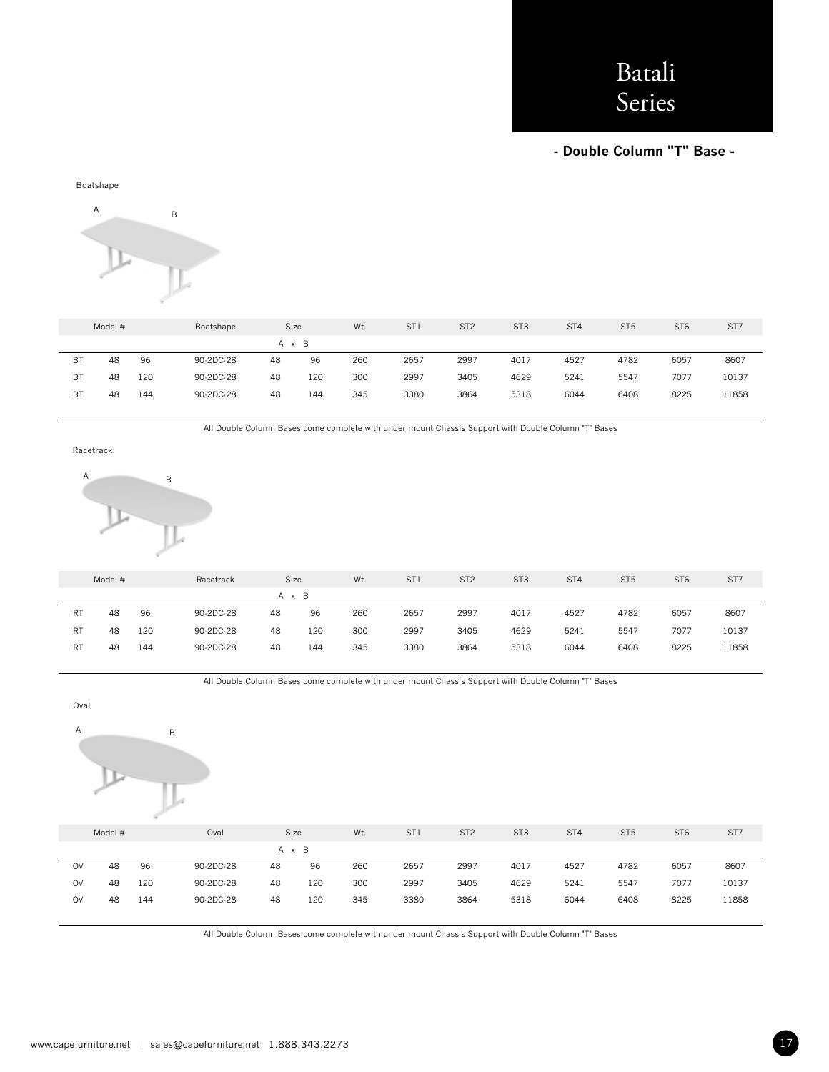# Batali Series

## - Double Column "T" Base -

Boatshape

A B

| Model # | | | Boatshape | Size | | Wt. | ST1 | ST2 | ST3 | ST4 | ST5 | ST6 | ST7 |
|---|---|---|---|---|---|---|---|---|---|---|---|---|---|
| | | | | A x B | | | | | | | | | |
| BT | 48 | 96 | 90-2DC-28 | 48 | 96 | 260 | 2657 | 2997 | 4017 | 4527 | 4782 | 6057 | 8607 |
| BT | 48 | 120 | 90-2DC-28 | 48 | 120 | 300 | 2997 | 3405 | 4629 | 5241 | 5547 | 7077 | 10137 |
| BT | 48 | 144 | 90-2DC-28 | 48 | 144 | 345 | 3380 | 3864 | 5318 | 6044 | 6408 | 8225 | 11858 |

All Double Column Bases come complete with under mount Chassis Support with Double Column "T" Bases

Racetrack

A B

| Model # | | | Racetrack | Size | | Wt. | ST1 | ST2 | ST3 | ST4 | ST5 | ST6 | ST7 |
|---|---|---|---|---|---|---|---|---|---|---|---|---|---|
| | | | | A x B | | | | | | | | | |
| RT | 48 | 96 | 90-2DC-28 | 48 | 96 | 260 | 2657 | 2997 | 4017 | 4527 | 4782 | 6057 | 8607 |
| RT | 48 | 120 | 90-2DC-28 | 48 | 120 | 300 | 2997 | 3405 | 4629 | 5241 | 5547 | 7077 | 10137 |
| RT | 48 | 144 | 90-2DC-28 | 48 | 144 | 345 | 3380 | 3864 | 5318 | 6044 | 6408 | 8225 | 11858 |

All Double Column Bases come complete with under mount Chassis Support with Double Column "T" Bases

Oval

A B

| Model # | | | Oval | Size | | Wt. | ST1 | ST2 | ST3 | ST4 | ST5 | ST6 | ST7 |
|---|---|---|---|---|---|---|---|---|---|---|---|---|---|
| | | | | A x B | | | | | | | | | |
| OV | 48 | 96 | 90-2DC-28 | 48 | 96 | 260 | 2657 | 2997 | 4017 | 4527 | 4782 | 6057 | 8607 |
| OV | 48 | 120 | 90-2DC-28 | 48 | 120 | 300 | 2997 | 3405 | 4629 | 5241 | 5547 | 7077 | 10137 |
| OV | 48 | 144 | 90-2DC-28 | 48 | 120 | 345 | 3380 | 3864 | 5318 | 6044 | 6408 | 8225 | 11858 |

All Double Column Bases come complete with under mount Chassis Support with Double Column "T" Bases

www.capefurniture.net | sales@capefurniture.net 1.888.343.2273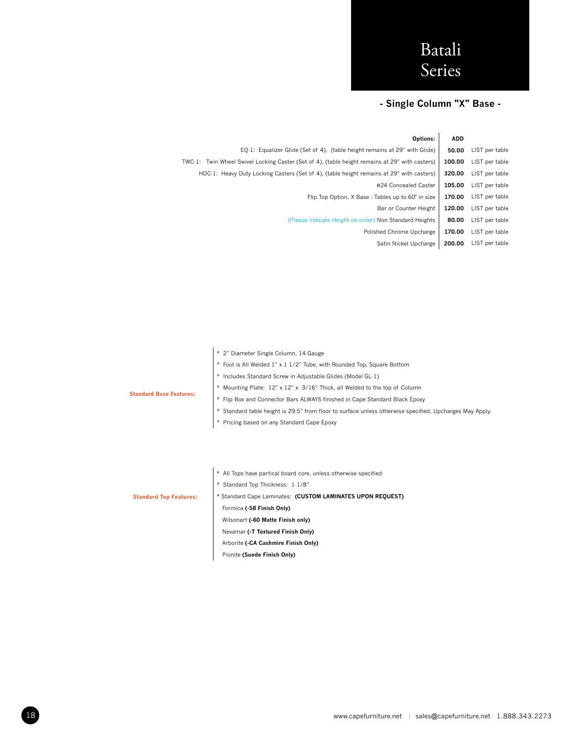# Batali Series

## - Single Column "X" Base -

| Options: | ADD | |
|---|---|---|
| EQ-1: Equalizer Glide (Set of 4), (table height remains at 29" with Glide) | 50.00 | LIST per table |
| TWC-1: Twin Wheel Swivel Locking Caster (Set of 4), (table height remains at 29" with casters) | 100.00 | LIST per table |
| HDC-1: Heavy Duty Locking Casters (Set of 4), (table height remains at 29" with casters) | 320.00 | LIST per table |
| #24 Concealed Caster | 105.00 | LIST per table |
| Flip Top Option, X Base : Tables up to 60" in size | 170.00 | LIST per table |
| Bar or Counter Height | 120.00 | LIST per table |
| (Please indicate Height on order) Non Standard Heights | 80.00 | LIST per table |
| Polished Chrome Upcharge | 170.00 | LIST per table |
| Satin Nickel Upcharge | 200.00 | LIST per table |

**Standard Base Features:**

* 2" Diameter Single Column, 14 Gauge
* Foot is All Welded 1" x 1 1/2" Tube, with Rounded Top, Square Bottom
* Includes Standard Screw in Adjustable Glides (Model GL-1)
* Mounting Plate: 12" x 12" x 3/16" Thick, all Welded to the top of Column
* Flip Box and Connector Bars ALWAYS finished in Cape Standard Black Epoxy
* Standard table height is 29.5" from floor to surface unless otherwise specified, Upcharges May Apply.
* Pricing based on any Standard Cape Epoxy

**Standard Top Features:**

* All Tops have partical board core, unless otherwise specified
* Standard Top Thickness: 1 1/8"
* Standard Cape Laminates: **(CUSTOM LAMINATES UPON REQUEST)**

  Formica **(-58 Finish Only)**

  Wilsonart **(-60 Matte Finish only)**

  Nevamar **(-T Textured Finish Only)**

  Arborite **(-CA Cashmire Finish Only)**

  Pionite **(Suede Finish Only)**

www.capefurniture.net | sales@capefurniture.net 1.888.343.2273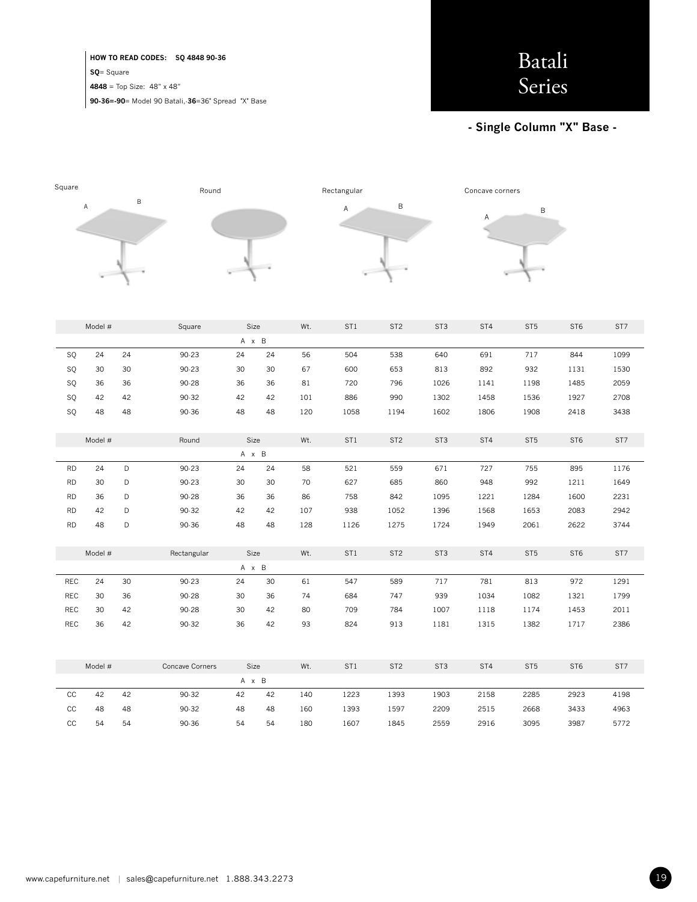**HOW TO READ CODES: SQ 4848 90-36**

**SQ**= Square

**4848** = Top Size: 48" x 48"

**90-36=-90**= Model 90 Batali,-**36**=36" Spread "X" Base

# Batali Series

## - Single Column "X" Base -

Square A B

Round

Rectangular A B

Concave corners A B

| Model # | | | Square | Size A | x B | Wt. | ST1 | ST2 | ST3 | ST4 | ST5 | ST6 | ST7 |
|---|---|---|---|---|---|---|---|---|---|---|---|---|---|
| SQ | 24 | 24 | 90-23 | 24 | 24 | 56 | 504 | 538 | 640 | 691 | 717 | 844 | 1099 |
| SQ | 30 | 30 | 90-23 | 30 | 30 | 67 | 600 | 653 | 813 | 892 | 932 | 1131 | 1530 |
| SQ | 36 | 36 | 90-28 | 36 | 36 | 81 | 720 | 796 | 1026 | 1141 | 1198 | 1485 | 2059 |
| SQ | 42 | 42 | 90-32 | 42 | 42 | 101 | 886 | 990 | 1302 | 1458 | 1536 | 1927 | 2708 |
| SQ | 48 | 48 | 90-36 | 48 | 48 | 120 | 1058 | 1194 | 1602 | 1806 | 1908 | 2418 | 3438 |

| Model # | | | Round | Size A | x B | Wt. | ST1 | ST2 | ST3 | ST4 | ST5 | ST6 | ST7 |
|---|---|---|---|---|---|---|---|---|---|---|---|---|---|
| RD | 24 | D | 90-23 | 24 | 24 | 58 | 521 | 559 | 671 | 727 | 755 | 895 | 1176 |
| RD | 30 | D | 90-23 | 30 | 30 | 70 | 627 | 685 | 860 | 948 | 992 | 1211 | 1649 |
| RD | 36 | D | 90-28 | 36 | 36 | 86 | 758 | 842 | 1095 | 1221 | 1284 | 1600 | 2231 |
| RD | 42 | D | 90-32 | 42 | 42 | 107 | 938 | 1052 | 1396 | 1568 | 1653 | 2083 | 2942 |
| RD | 48 | D | 90-36 | 48 | 48 | 128 | 1126 | 1275 | 1724 | 1949 | 2061 | 2622 | 3744 |

| Model # | | | Rectangular | Size A | x B | Wt. | ST1 | ST2 | ST3 | ST4 | ST5 | ST6 | ST7 |
|---|---|---|---|---|---|---|---|---|---|---|---|---|---|
| REC | 24 | 30 | 90-23 | 24 | 30 | 61 | 547 | 589 | 717 | 781 | 813 | 972 | 1291 |
| REC | 30 | 36 | 90-28 | 30 | 36 | 74 | 684 | 747 | 939 | 1034 | 1082 | 1321 | 1799 |
| REC | 30 | 42 | 90-28 | 30 | 42 | 80 | 709 | 784 | 1007 | 1118 | 1174 | 1453 | 2011 |
| REC | 36 | 42 | 90-32 | 36 | 42 | 93 | 824 | 913 | 1181 | 1315 | 1382 | 1717 | 2386 |

| Model # | | | Concave Corners | Size A | x B | Wt. | ST1 | ST2 | ST3 | ST4 | ST5 | ST6 | ST7 |
|---|---|---|---|---|---|---|---|---|---|---|---|---|---|
| CC | 42 | 42 | 90-32 | 42 | 42 | 140 | 1223 | 1393 | 1903 | 2158 | 2285 | 2923 | 4198 |
| CC | 48 | 48 | 90-32 | 48 | 48 | 160 | 1393 | 1597 | 2209 | 2515 | 2668 | 3433 | 4963 |
| CC | 54 | 54 | 90-36 | 54 | 54 | 180 | 1607 | 1845 | 2559 | 2916 | 3095 | 3987 | 5772 |

www.capefurniture.net | sales@capefurniture.net 1.888.343.2273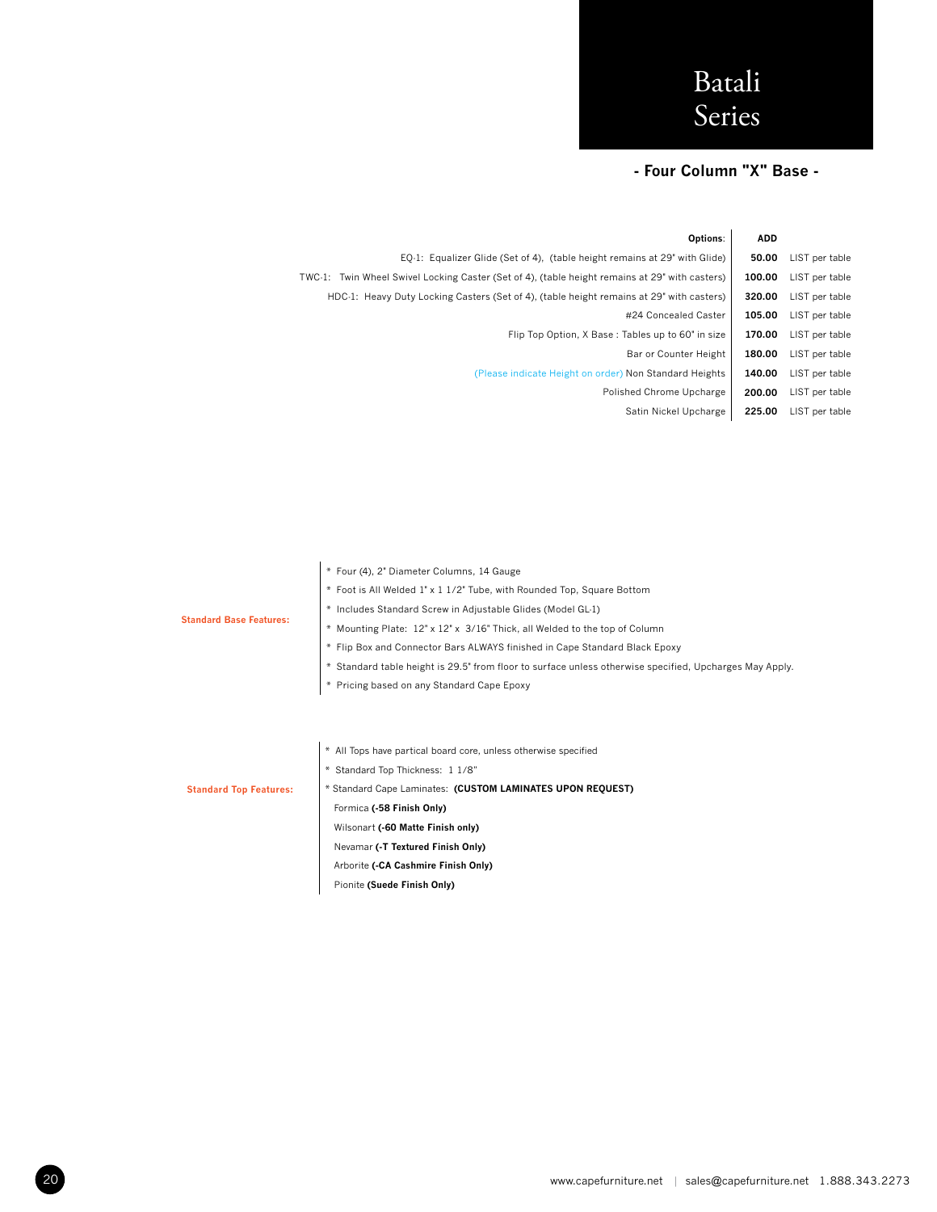# Batali Series

## - Four Column "X" Base -

| Options: | ADD | |
|---|---|---|
| EQ-1: Equalizer Glide (Set of 4), (table height remains at 29" with Glide) | **50.00** | LIST per table |
| TWC-1: Twin Wheel Swivel Locking Caster (Set of 4), (table height remains at 29" with casters) | **100.00** | LIST per table |
| HDC-1: Heavy Duty Locking Casters (Set of 4), (table height remains at 29" with casters) | **320.00** | LIST per table |
| #24 Concealed Caster | **105.00** | LIST per table |
| Flip Top Option, X Base : Tables up to 60" in size | **170.00** | LIST per table |
| Bar or Counter Height | **180.00** | LIST per table |
| (Please indicate Height on order) Non Standard Heights | **140.00** | LIST per table |
| Polished Chrome Upcharge | **200.00** | LIST per table |
| Satin Nickel Upcharge | **225.00** | LIST per table |

**Standard Base Features:**

* Four (4), 2" Diameter Columns, 14 Gauge
* Foot is All Welded 1" x 1 1/2" Tube, with Rounded Top, Square Bottom
* Includes Standard Screw in Adjustable Glides (Model GL-1)
* Mounting Plate: 12" x 12" x 3/16" Thick, all Welded to the top of Column
* Flip Box and Connector Bars ALWAYS finished in Cape Standard Black Epoxy
* Standard table height is 29.5" from floor to surface unless otherwise specified, Upcharges May Apply.
* Pricing based on any Standard Cape Epoxy

**Standard Top Features:**

* All Tops have partical board core, unless otherwise specified
* Standard Top Thickness: 1 1/8"
* Standard Cape Laminates: **(CUSTOM LAMINATES UPON REQUEST)**

Formica **(-58 Finish Only)**

Wilsonart **(-60 Matte Finish only)**

Nevamar **(-T Textured Finish Only)**

Arborite **(-CA Cashmire Finish Only)**

Pionite **(Suede Finish Only)**

www.capefurniture.net | sales@capefurniture.net 1.888.343.2273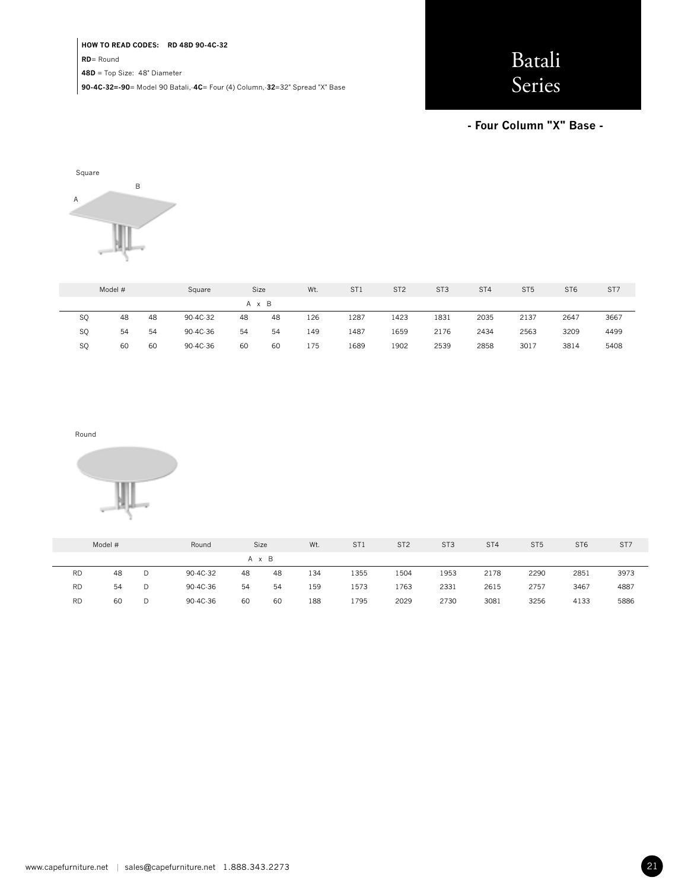**HOW TO READ CODES: RD 48D 90-4C-32**

**RD**= Round

**48D** = Top Size: 48" Diameter

**90-4C-32=-90**= Model 90 Batali,-**4C**= Four (4) Column,-**32**=32" Spread "X" Base

# Batali Series

## - Four Column "X" Base -

Square

B

A

| Model # | | | Square | Size | | Wt. | ST1 | ST2 | ST3 | ST4 | ST5 | ST6 | ST7 |
|---|---|---|---|---|---|---|---|---|---|---|---|---|---|
| | | | | A x B | | | | | | | | | |
| SQ | 48 | 48 | 90-4C-32 | 48 | 48 | 126 | 1287 | 1423 | 1831 | 2035 | 2137 | 2647 | 3667 |
| SQ | 54 | 54 | 90-4C-36 | 54 | 54 | 149 | 1487 | 1659 | 2176 | 2434 | 2563 | 3209 | 4499 |
| SQ | 60 | 60 | 90-4C-36 | 60 | 60 | 175 | 1689 | 1902 | 2539 | 2858 | 3017 | 3814 | 5408 |

Round

| Model # | | | Round | Size | | Wt. | ST1 | ST2 | ST3 | ST4 | ST5 | ST6 | ST7 |
|---|---|---|---|---|---|---|---|---|---|---|---|---|---|
| | | | | A x B | | | | | | | | | |
| RD | 48 | D | 90-4C-32 | 48 | 48 | 134 | 1355 | 1504 | 1953 | 2178 | 2290 | 2851 | 3973 |
| RD | 54 | D | 90-4C-36 | 54 | 54 | 159 | 1573 | 1763 | 2331 | 2615 | 2757 | 3467 | 4887 |
| RD | 60 | D | 90-4C-36 | 60 | 60 | 188 | 1795 | 2029 | 2730 | 3081 | 3256 | 4133 | 5886 |

www.capefurniture.net | sales@capefurniture.net 1.888.343.2273